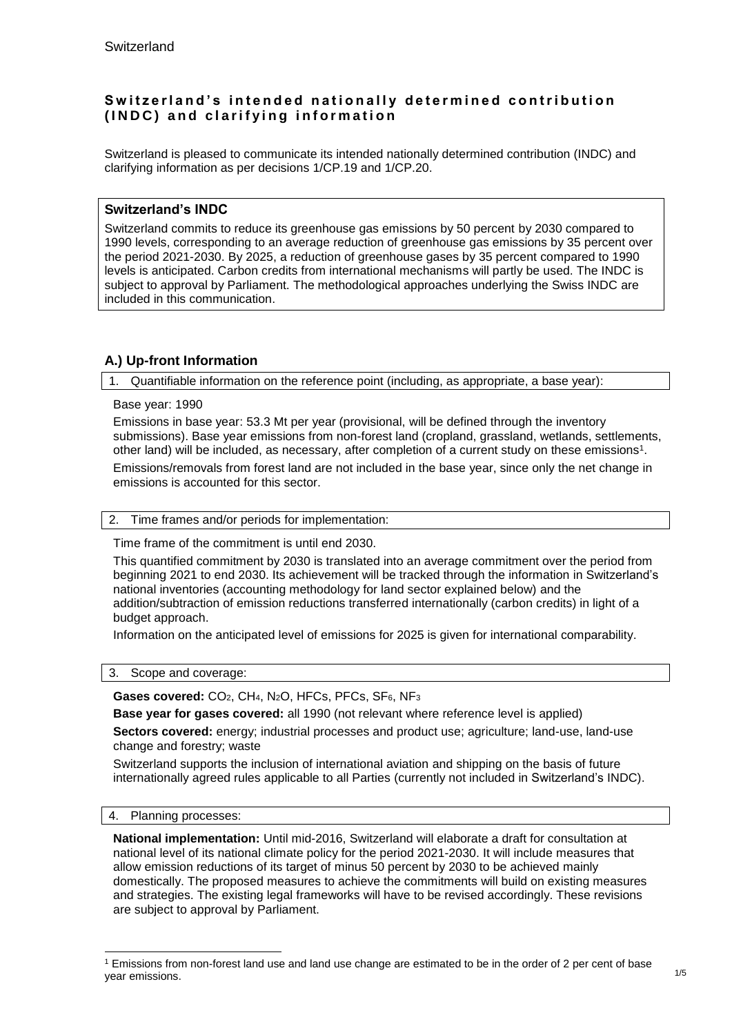Switzerland

# Switzerland's intended nationally determined contribution (INDC) and clarifying information

Switzerland is pleased to communicate its intended nationally determined contribution (INDC) and clarifying information as per decisions 1/CP.19 and 1/CP.20.

## Switzerland's INDC

Switzerland commits to reduce its greenhouse gas emissions by 50 percent by 2030 compared to 1990 levels, corresponding to an average reduction of greenhouse gas emissions by 35 percent over the period 2021-2030. By 2025, a reduction of greenhouse gases by 35 percent compared to 1990 levels is anticipated. Carbon credits from international mechanisms will partly be used. The INDC is subject to approval by Parliament. The methodological approaches underlying the Swiss INDC are included in this communication.

## A.) Up-front Information

### 1. Quantifiable information on the reference point (including, as appropriate, a base year):

Base year: 1990

Emissions in base year: 53.3 Mt per year (provisional, will be defined through the inventory submissions). Base year emissions from non-forest land (cropland, grassland, wetlands, settlements, other land) will be included, as necessary, after completion of a current study on these emissions[1].

Emissions/removals from forest land are not included in the base year, since only the net change in emissions is accounted for this sector.

### 2. Time frames and/or periods for implementation:

Time frame of the commitment is until end 2030.

This quantified commitment by 2030 is translated into an average commitment over the period from beginning 2021 to end 2030. Its achievement will be tracked through the information in Switzerland's national inventories (accounting methodology for land sector explained below) and the addition/subtraction of emission reductions transferred internationally (carbon credits) in light of a budget approach.

Information on the anticipated level of emissions for 2025 is given for international comparability.

### 3. Scope and coverage:

**Gases covered:** $CO_2$, $CH_4$, $N_2O$, HFCs, PFCs, $SF_6$, $NF_3$

**Base year for gases covered:** all 1990 (not relevant where reference level is applied)

**Sectors covered:** energy; industrial processes and product use; agriculture; land-use, land-use change and forestry; waste

Switzerland supports the inclusion of international aviation and shipping on the basis of future internationally agreed rules applicable to all Parties (currently not included in Switzerland's INDC).

### 4. Planning processes:

**National implementation:** Until mid-2016, Switzerland will elaborate a draft for consultation at national level of its national climate policy for the period 2021-2030. It will include measures that allow emission reductions of its target of minus 50 percent by 2030 to be achieved mainly domestically. The proposed measures to achieve the commitments will build on existing measures and strategies. The existing legal frameworks will have to be revised accordingly. These revisions are subject to approval by Parliament.

---

[1] Emissions from non-forest land use and land use change are estimated to be in the order of 2 per cent of base year emissions.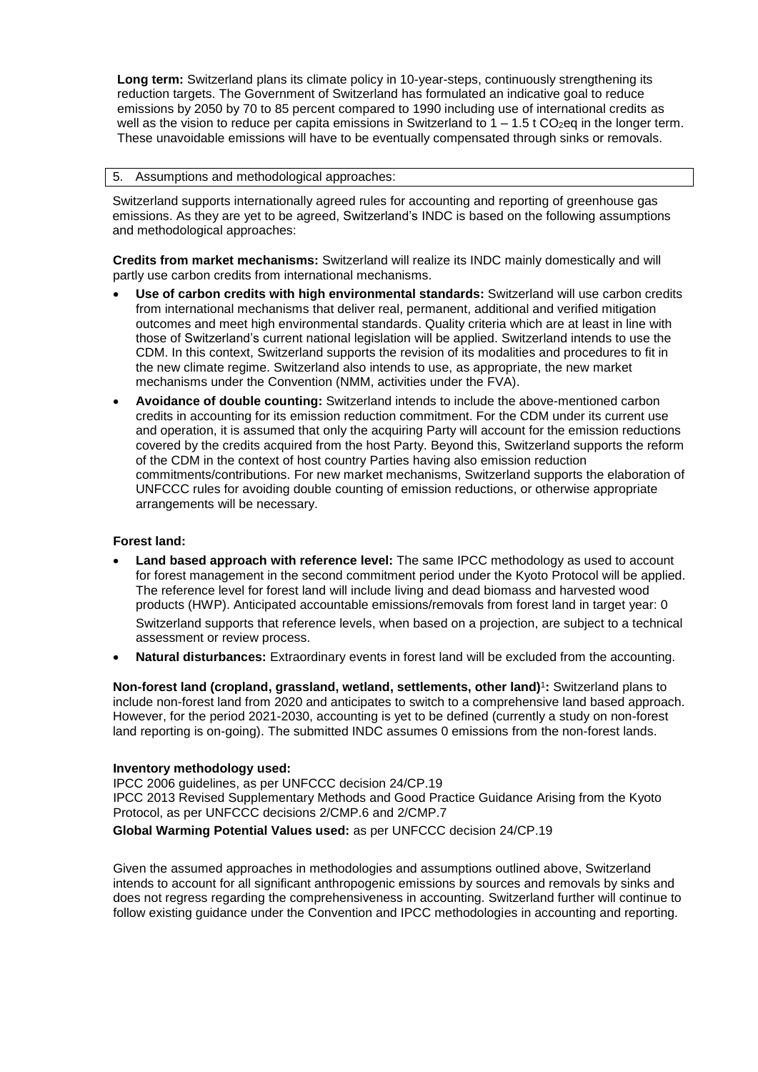**Long term:** Switzerland plans its climate policy in 10-year-steps, continuously strengthening its reduction targets. The Government of Switzerland has formulated an indicative goal to reduce emissions by 2050 by 70 to 85 percent compared to 1990 including use of international credits as well as the vision to reduce per capita emissions in Switzerland to 1 – 1.5 t $CO_2$eq in the longer term. These unavoidable emissions will have to be eventually compensated through sinks or removals.

## 5. Assumptions and methodological approaches:

Switzerland supports internationally agreed rules for accounting and reporting of greenhouse gas emissions. As they are yet to be agreed, Switzerland's INDC is based on the following assumptions and methodological approaches:

**Credits from market mechanisms:** Switzerland will realize its INDC mainly domestically and will partly use carbon credits from international mechanisms.

- **Use of carbon credits with high environmental standards:** Switzerland will use carbon credits from international mechanisms that deliver real, permanent, additional and verified mitigation outcomes and meet high environmental standards. Quality criteria which are at least in line with those of Switzerland's current national legislation will be applied. Switzerland intends to use the CDM. In this context, Switzerland supports the revision of its modalities and procedures to fit in the new climate regime. Switzerland also intends to use, as appropriate, the new market mechanisms under the Convention (NMM, activities under the FVA).
- **Avoidance of double counting:** Switzerland intends to include the above-mentioned carbon credits in accounting for its emission reduction commitment. For the CDM under its current use and operation, it is assumed that only the acquiring Party will account for the emission reductions covered by the credits acquired from the host Party. Beyond this, Switzerland supports the reform of the CDM in the context of host country Parties having also emission reduction commitments/contributions. For new market mechanisms, Switzerland supports the elaboration of UNFCCC rules for avoiding double counting of emission reductions, or otherwise appropriate arrangements will be necessary.

**Forest land:**

- **Land based approach with reference level:** The same IPCC methodology as used to account for forest management in the second commitment period under the Kyoto Protocol will be applied. The reference level for forest land will include living and dead biomass and harvested wood products (HWP). Anticipated accountable emissions/removals from forest land in target year: 0

  Switzerland supports that reference levels, when based on a projection, are subject to a technical assessment or review process.
- **Natural disturbances:** Extraordinary events in forest land will be excluded from the accounting.

**Non-forest land (cropland, grassland, wetland, settlements, other land)[1]:** Switzerland plans to include non-forest land from 2020 and anticipates to switch to a comprehensive land based approach. However, for the period 2021-2030, accounting is yet to be defined (currently a study on non-forest land reporting is on-going). The submitted INDC assumes 0 emissions from the non-forest lands.

**Inventory methodology used:**
IPCC 2006 guidelines, as per UNFCCC decision 24/CP.19
IPCC 2013 Revised Supplementary Methods and Good Practice Guidance Arising from the Kyoto Protocol, as per UNFCCC decisions 2/CMP.6 and 2/CMP.7

**Global Warming Potential Values used:** as per UNFCCC decision 24/CP.19

Given the assumed approaches in methodologies and assumptions outlined above, Switzerland intends to account for all significant anthropogenic emissions by sources and removals by sinks and does not regress regarding the comprehensiveness in accounting. Switzerland further will continue to follow existing guidance under the Convention and IPCC methodologies in accounting and reporting.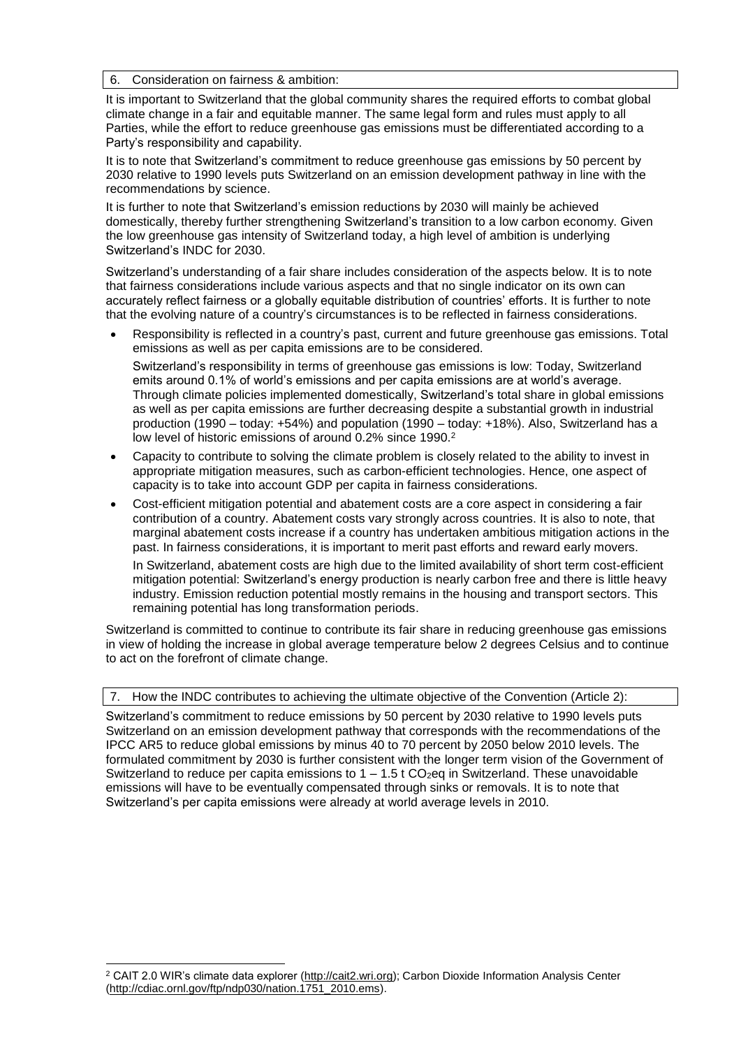## 6. Consideration on fairness & ambition:

It is important to Switzerland that the global community shares the required efforts to combat global climate change in a fair and equitable manner. The same legal form and rules must apply to all Parties, while the effort to reduce greenhouse gas emissions must be differentiated according to a Party's responsibility and capability.

It is to note that Switzerland's commitment to reduce greenhouse gas emissions by 50 percent by 2030 relative to 1990 levels puts Switzerland on an emission development pathway in line with the recommendations by science.

It is further to note that Switzerland's emission reductions by 2030 will mainly be achieved domestically, thereby further strengthening Switzerland's transition to a low carbon economy. Given the low greenhouse gas intensity of Switzerland today, a high level of ambition is underlying Switzerland's INDC for 2030.

Switzerland's understanding of a fair share includes consideration of the aspects below. It is to note that fairness considerations include various aspects and that no single indicator on its own can accurately reflect fairness or a globally equitable distribution of countries' efforts. It is further to note that the evolving nature of a country's circumstances is to be reflected in fairness considerations.

- Responsibility is reflected in a country's past, current and future greenhouse gas emissions. Total emissions as well as per capita emissions are to be considered.

  Switzerland's responsibility in terms of greenhouse gas emissions is low: Today, Switzerland emits around 0.1% of world's emissions and per capita emissions are at world's average. Through climate policies implemented domestically, Switzerland's total share in global emissions as well as per capita emissions are further decreasing despite a substantial growth in industrial production (1990 – today: +54%) and population (1990 – today: +18%). Also, Switzerland has a low level of historic emissions of around 0.2% since 1990.[2]

- Capacity to contribute to solving the climate problem is closely related to the ability to invest in appropriate mitigation measures, such as carbon-efficient technologies. Hence, one aspect of capacity is to take into account GDP per capita in fairness considerations.

- Cost-efficient mitigation potential and abatement costs are a core aspect in considering a fair contribution of a country. Abatement costs vary strongly across countries. It is also to note, that marginal abatement costs increase if a country has undertaken ambitious mitigation actions in the past. In fairness considerations, it is important to merit past efforts and reward early movers.

  In Switzerland, abatement costs are high due to the limited availability of short term cost-efficient mitigation potential: Switzerland's energy production is nearly carbon free and there is little heavy industry. Emission reduction potential mostly remains in the housing and transport sectors. This remaining potential has long transformation periods.

Switzerland is committed to continue to contribute its fair share in reducing greenhouse gas emissions in view of holding the increase in global average temperature below 2 degrees Celsius and to continue to act on the forefront of climate change.

## 7. How the INDC contributes to achieving the ultimate objective of the Convention (Article 2):

Switzerland's commitment to reduce emissions by 50 percent by 2030 relative to 1990 levels puts Switzerland on an emission development pathway that corresponds with the recommendations of the IPCC AR5 to reduce global emissions by minus 40 to 70 percent by 2050 below 2010 levels. The formulated commitment by 2030 is further consistent with the longer term vision of the Government of Switzerland to reduce per capita emissions to 1 – 1.5 t $CO_2$eq in Switzerland. These unavoidable emissions will have to be eventually compensated through sinks or removals. It is to note that Switzerland's per capita emissions were already at world average levels in 2010.

---

[2] CAIT 2.0 WIR's climate data explorer (http://cait2.wri.org); Carbon Dioxide Information Analysis Center (http://cdiac.ornl.gov/ftp/ndp030/nation.1751_2010.ems).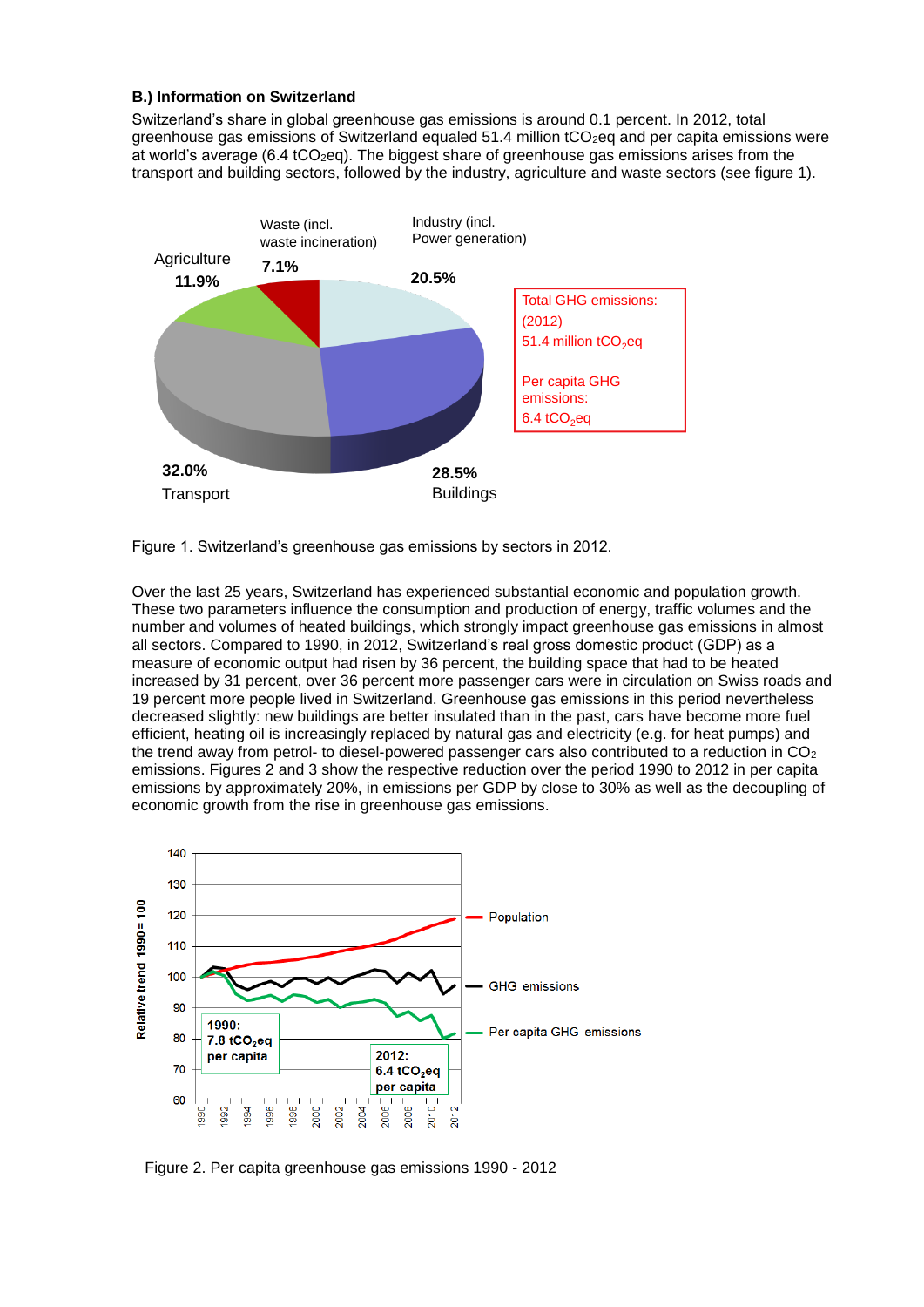### B.) Information on Switzerland

Switzerland's share in global greenhouse gas emissions is around 0.1 percent. In 2012, total greenhouse gas emissions of Switzerland equaled 51.4 million $tCO_2eq$ and per capita emissions were at world's average (6.4 $tCO_2eq$). The biggest share of greenhouse gas emissions arises from the transport and building sectors, followed by the industry, agriculture and waste sectors (see figure 1).

Figure 1. Switzerland's greenhouse gas emissions by sectors in 2012.

Over the last 25 years, Switzerland has experienced substantial economic and population growth. These two parameters influence the consumption and production of energy, traffic volumes and the number and volumes of heated buildings, which strongly impact greenhouse gas emissions in almost all sectors. Compared to 1990, in 2012, Switzerland's real gross domestic product (GDP) as a measure of economic output had risen by 36 percent, the building space that had to be heated increased by 31 percent, over 36 percent more passenger cars were in circulation on Swiss roads and 19 percent more people lived in Switzerland. Greenhouse gas emissions in this period nevertheless decreased slightly: new buildings are better insulated than in the past, cars have become more fuel efficient, heating oil is increasingly replaced by natural gas and electricity (e.g. for heat pumps) and the trend away from petrol- to diesel-powered passenger cars also contributed to a reduction in $CO_2$ emissions. Figures 2 and 3 show the respective reduction over the period 1990 to 2012 in per capita emissions by approximately 20%, in emissions per GDP by close to 30% as well as the decoupling of economic growth from the rise in greenhouse gas emissions.

Figure 2. Per capita greenhouse gas emissions 1990 - 2012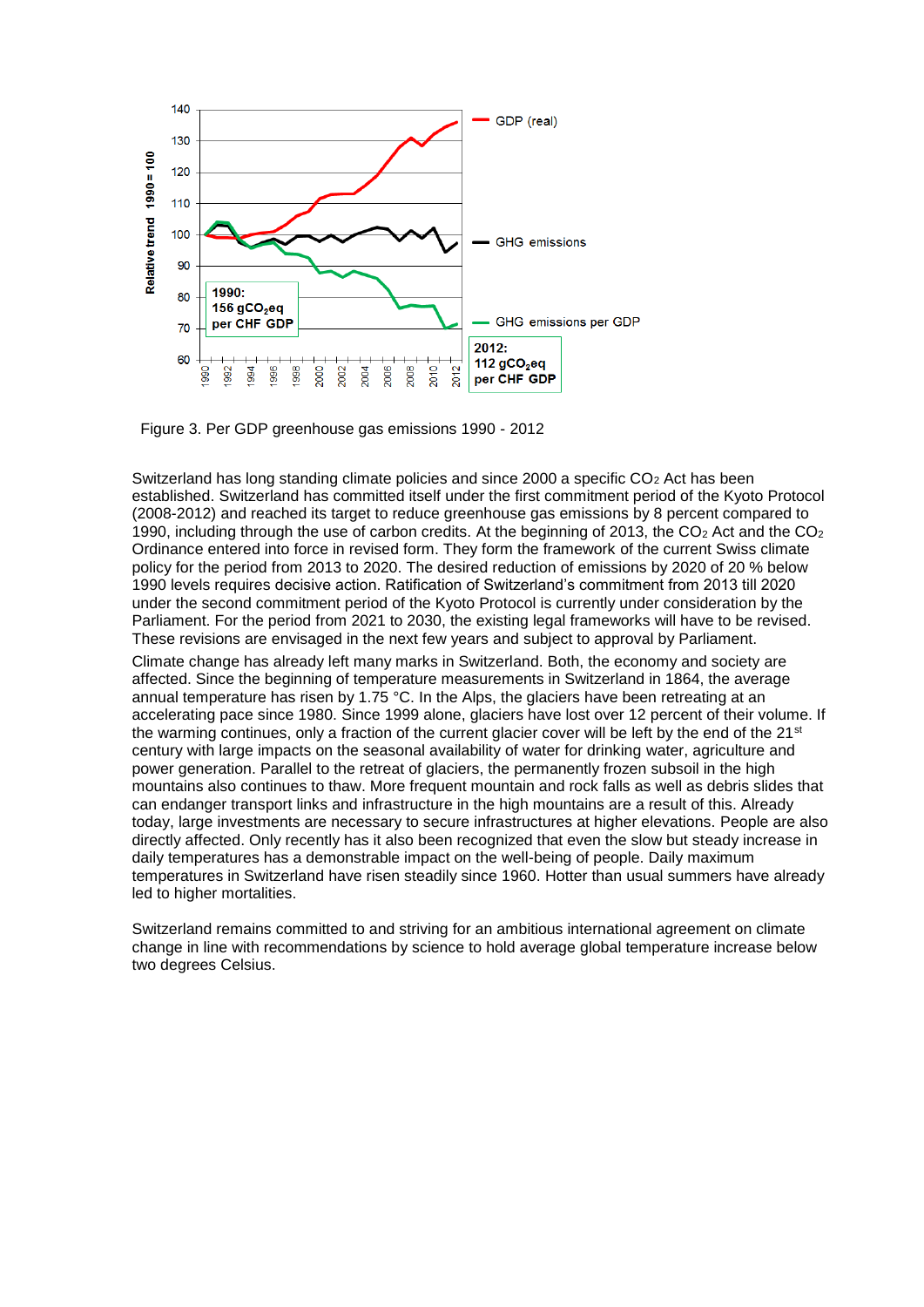Relative trend 1990 = 100

140
130
120
110
100
90
80
70
60

1990
1992
1994
1996
1998
2000
2002
2004
2006
2008
2010
2012

GDP (real)

GHG emissions

GHG emissions per GDP

1990:
156 $gCO_2eq$
per CHF GDP

2012:
112 $gCO_2eq$
per CHF GDP

Figure 3. Per GDP greenhouse gas emissions 1990 - 2012

Switzerland has long standing climate policies and since 2000 a specific $CO_2$ Act has been established. Switzerland has committed itself under the first commitment period of the Kyoto Protocol (2008-2012) and reached its target to reduce greenhouse gas emissions by 8 percent compared to 1990, including through the use of carbon credits. At the beginning of 2013, the $CO_2$ Act and the $CO_2$ Ordinance entered into force in revised form. They form the framework of the current Swiss climate policy for the period from 2013 to 2020. The desired reduction of emissions by 2020 of 20 % below 1990 levels requires decisive action. Ratification of Switzerland's commitment from 2013 till 2020 under the second commitment period of the Kyoto Protocol is currently under consideration by the Parliament. For the period from 2021 to 2030, the existing legal frameworks will have to be revised. These revisions are envisaged in the next few years and subject to approval by Parliament.

Climate change has already left many marks in Switzerland. Both, the economy and society are affected. Since the beginning of temperature measurements in Switzerland in 1864, the average annual temperature has risen by 1.75 °C. In the Alps, the glaciers have been retreating at an accelerating pace since 1980. Since 1999 alone, glaciers have lost over 12 percent of their volume. If the warming continues, only a fraction of the current glacier cover will be left by the end of the 21st century with large impacts on the seasonal availability of water for drinking water, agriculture and power generation. Parallel to the retreat of glaciers, the permanently frozen subsoil in the high mountains also continues to thaw. More frequent mountain and rock falls as well as debris slides that can endanger transport links and infrastructure in the high mountains are a result of this. Already today, large investments are necessary to secure infrastructures at higher elevations. People are also directly affected. Only recently has it also been recognized that even the slow but steady increase in daily temperatures has a demonstrable impact on the well-being of people. Daily maximum temperatures in Switzerland have risen steadily since 1960. Hotter than usual summers have already led to higher mortalities.

Switzerland remains committed to and striving for an ambitious international agreement on climate change in line with recommendations by science to hold average global temperature increase below two degrees Celsius.